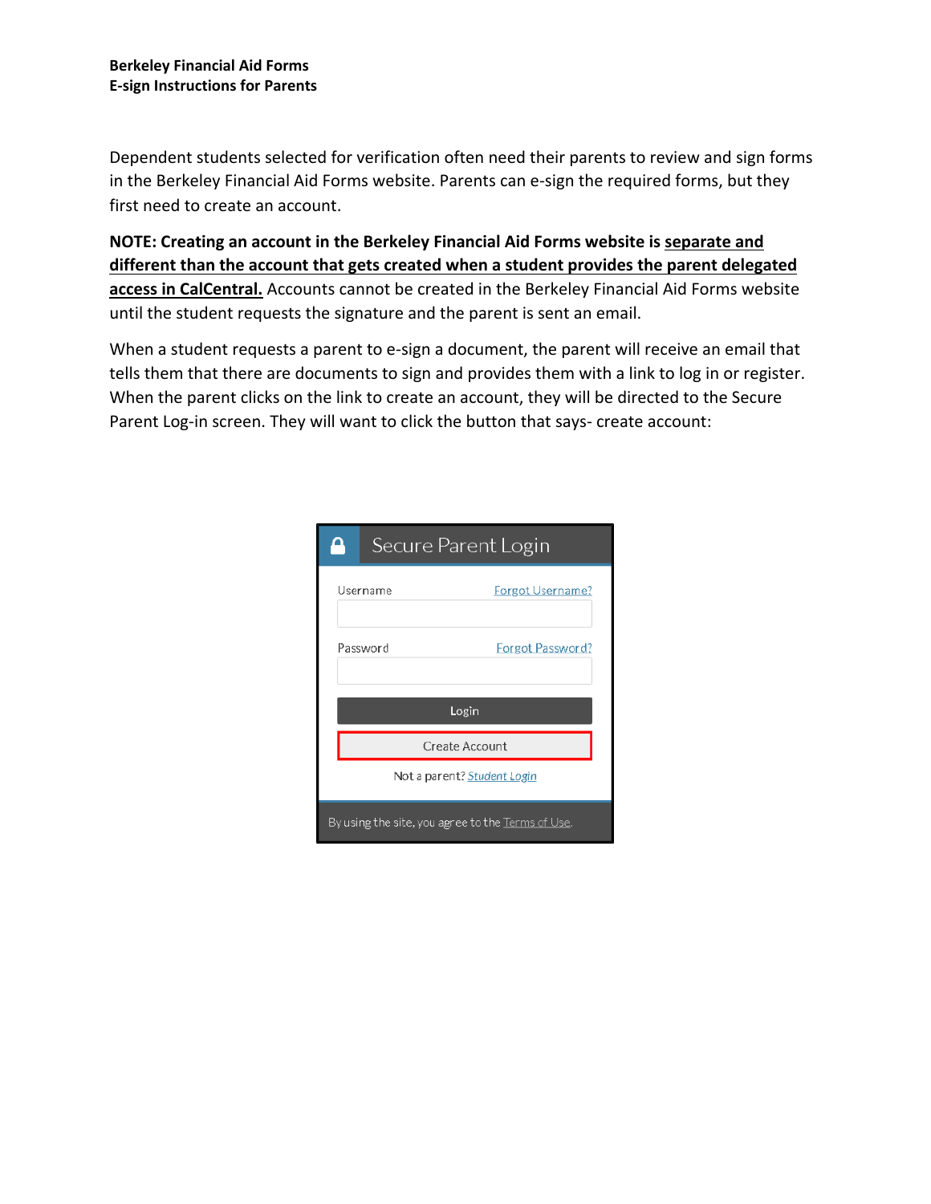**Berkeley Financial Aid Forms**
**E-sign Instructions for Parents**

Dependent students selected for verification often need their parents to review and sign forms in the Berkeley Financial Aid Forms website. Parents can e-sign the required forms, but they first need to create an account.

**NOTE: Creating an account in the Berkeley Financial Aid Forms website is separate and different than the account that gets created when a student provides the parent delegated access in CalCentral.** Accounts cannot be created in the Berkeley Financial Aid Forms website until the student requests the signature and the parent is sent an email.

When a student requests a parent to e-sign a document, the parent will receive an email that tells them that there are documents to sign and provides them with a link to log in or register. When the parent clicks on the link to create an account, they will be directed to the Secure Parent Log-in screen. They will want to click the button that says- create account: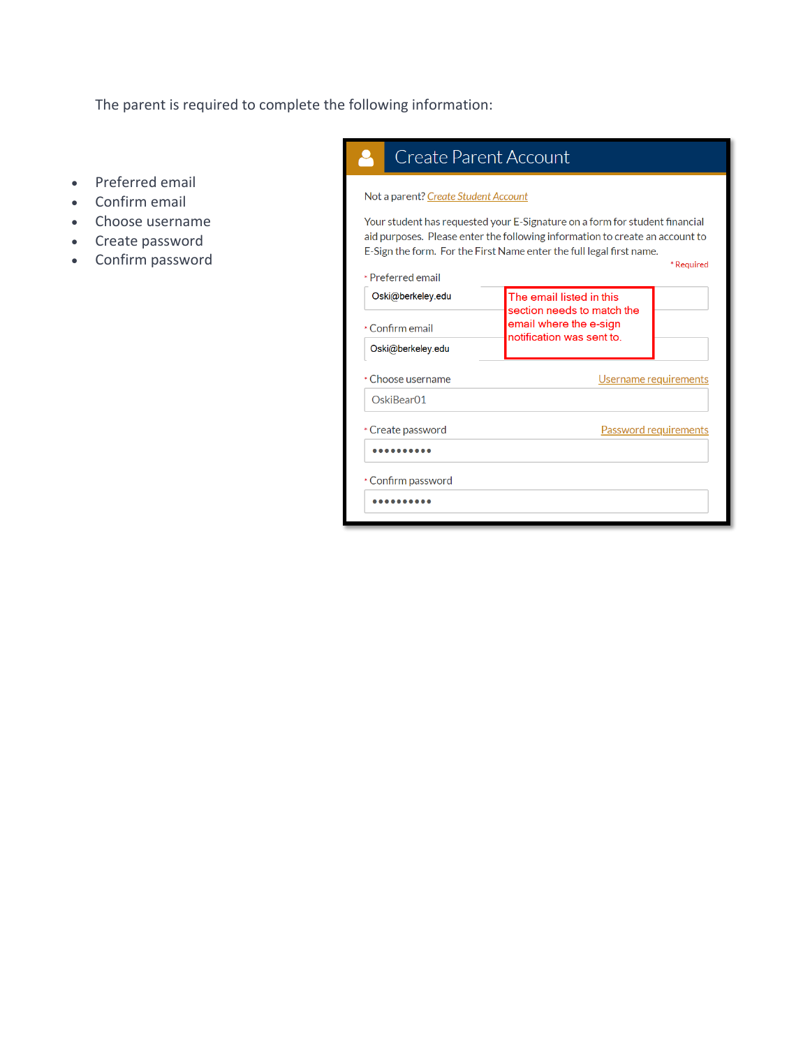The parent is required to complete the following information:

- Preferred email
- Confirm email
- Choose username
- Create password
- Confirm password

## Create Parent Account

Not a parent? *Create Student Account*

Your student has requested your E-Signature on a form for student financial aid purposes. Please enter the following information to create an account to E-Sign the form. For the First Name enter the full legal first name.

\* Required

\* Preferred email

Oski@berkeley.edu

\* Confirm email

Oski@berkeley.edu

The email listed in this section needs to match the email where the e-sign notification was sent to.

\* Choose username — Username requirements

OskiBear01

\* Create password — Password requirements

••••••••••

\* Confirm password

••••••••••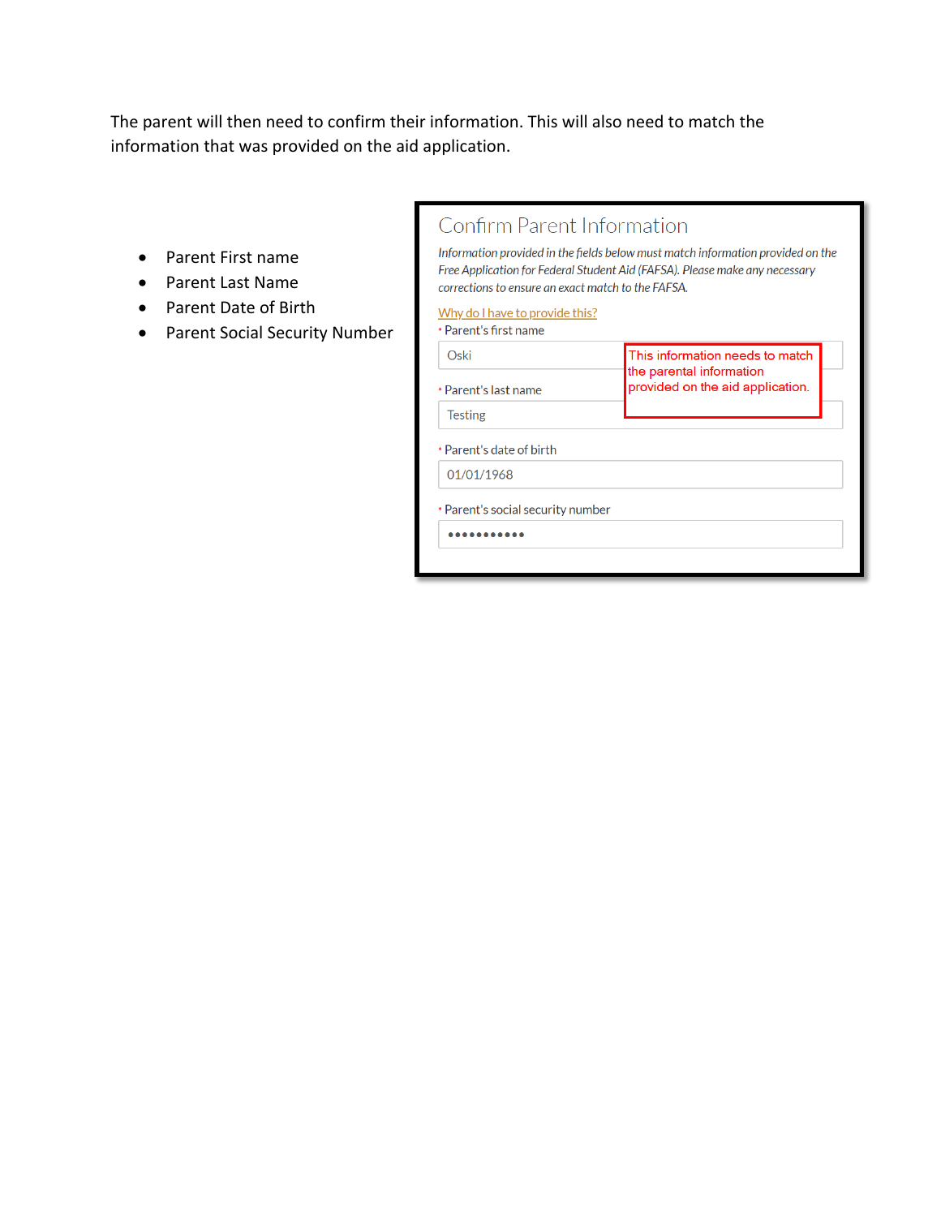The parent will then need to confirm their information. This will also need to match the information that was provided on the aid application.

- Parent First name
- Parent Last Name
- Parent Date of Birth
- Parent Social Security Number

## Confirm Parent Information

*Information provided in the fields below must match information provided on the Free Application for Federal Student Aid (FAFSA). Please make any necessary corrections to ensure an exact match to the FAFSA.*

Why do I have to provide this?

\* Parent's first name

Oski

\* Parent's last name

Testing

This information needs to match the parental information provided on the aid application.

\* Parent's date of birth

01/01/1968

\* Parent's social security number

•••••••••••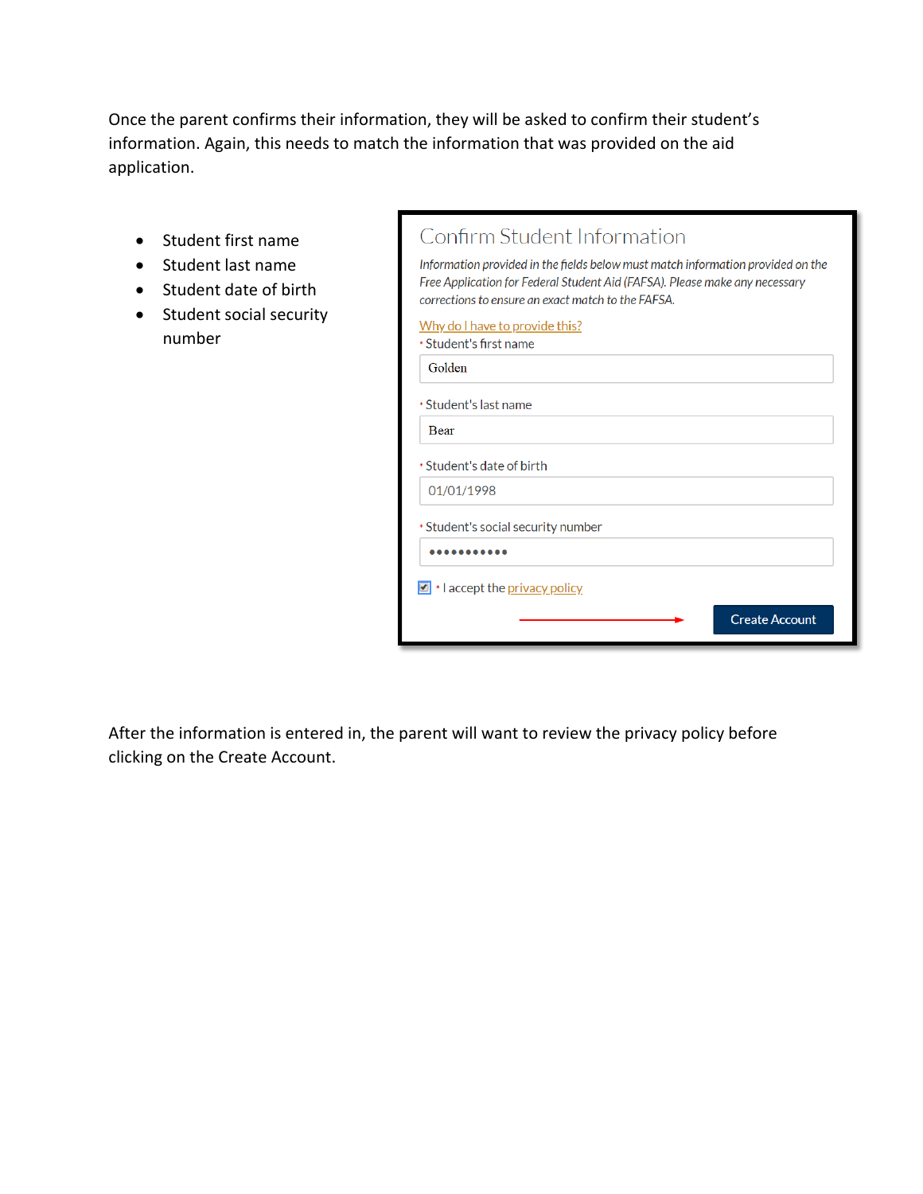Once the parent confirms their information, they will be asked to confirm their student's information. Again, this needs to match the information that was provided on the aid application.

- Student first name
- Student last name
- Student date of birth
- Student social security number

Confirm Student Information

*Information provided in the fields below must match information provided on the Free Application for Federal Student Aid (FAFSA). Please make any necessary corrections to ensure an exact match to the FAFSA.*

Why do I have to provide this?

* Student's first name

Golden

* Student's last name

Bear

* Student's date of birth

01/01/1998

* Student's social security number

●●●●●●●●●●●

* I accept the privacy policy

Create Account

After the information is entered in, the parent will want to review the privacy policy before clicking on the Create Account.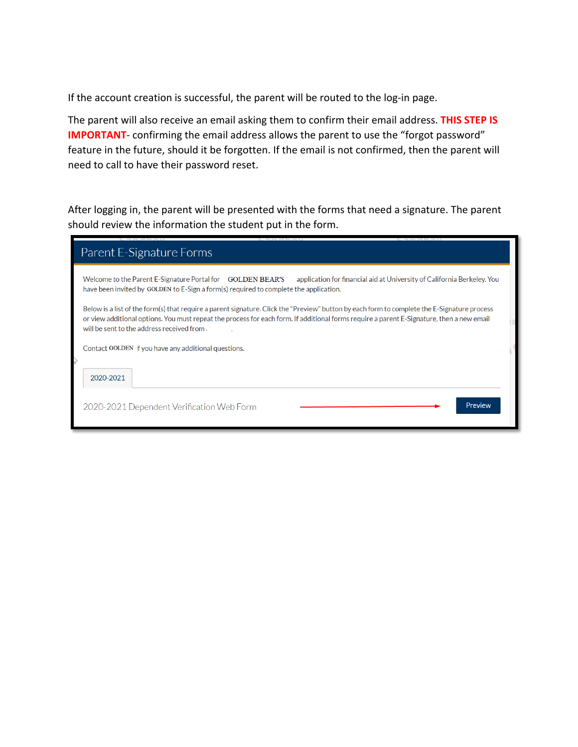If the account creation is successful, the parent will be routed to the log-in page.

The parent will also receive an email asking them to confirm their email address. **THIS STEP IS IMPORTANT**- confirming the email address allows the parent to use the "forgot password" feature in the future, should it be forgotten. If the email is not confirmed, then the parent will need to call to have their password reset.

After logging in, the parent will be presented with the forms that need a signature. The parent should review the information the student put in the form.

Parent E-Signature Forms

Welcome to the Parent E-Signature Portal for GOLDEN BEAR'S application for financial aid at University of California Berkeley. You have been invited by GOLDEN to E-Sign a form(s) required to complete the application.

Below is a list of the form(s) that require a parent signature. Click the "Preview" button by each form to complete the E-Signature process or view additional options. You must repeat the process for each form. If additional forms require a parent E-Signature, then a new email will be sent to the address received from .

Contact GOLDEN if you have any additional questions.

2020-2021

2020-2021 Dependent Verification Web Form → Preview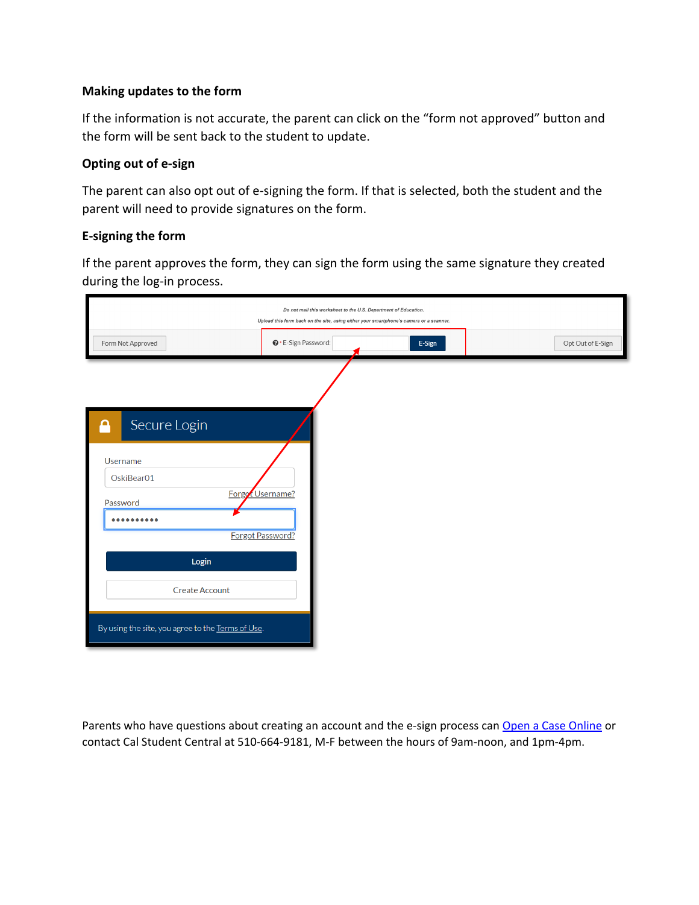**Making updates to the form**

If the information is not accurate, the parent can click on the "form not approved" button and the form will be sent back to the student to update.

**Opting out of e-sign**

The parent can also opt out of e-signing the form. If that is selected, both the student and the parent will need to provide signatures on the form.

**E-signing the form**

If the parent approves the form, they can sign the form using the same signature they created during the log-in process.

Do not mail this worksheet to the U.S. Department of Education.

Upload this form back on the site, using either your smartphone's camera or a scanner.

Form Not Approved

E-Sign Password:

E-Sign

Opt Out of E-Sign

Secure Login

Username

OskiBear01

Forgot Username?

Password

Forgot Password?

Login

Create Account

By using the site, you agree to the Terms of Use.

Parents who have questions about creating an account and the e-sign process can Open a Case Online or contact Cal Student Central at 510-664-9181, M-F between the hours of 9am-noon, and 1pm-4pm.